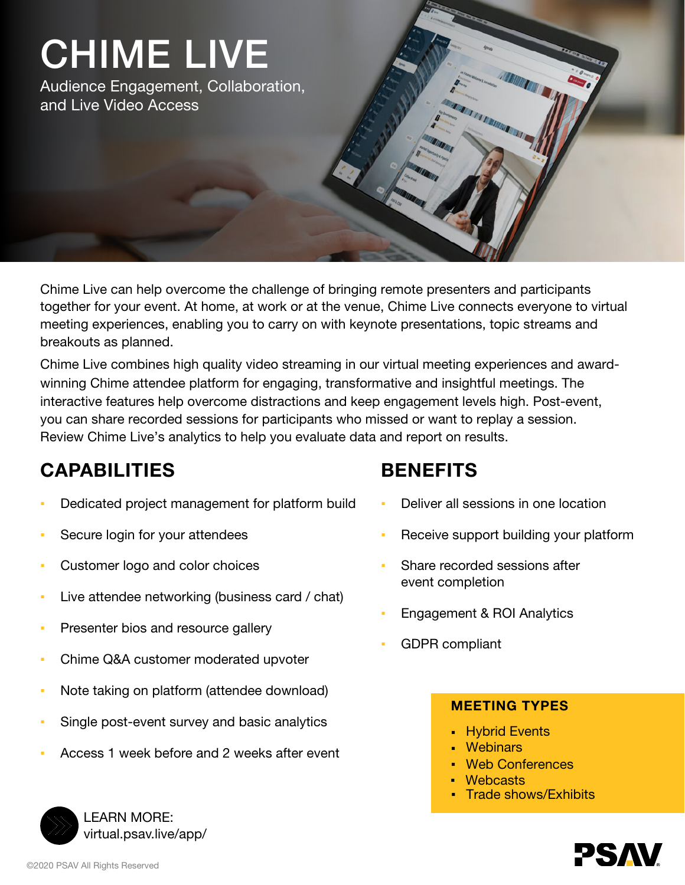# CHIME LIVE

Audience Engagement, Collaboration, and Live Video Access

Chime Live can help overcome the challenge of bringing remote presenters and participants together for your event. At home, at work or at the venue, Chime Live connects everyone to virtual meeting experiences, enabling you to carry on with keynote presentations, topic streams and breakouts as planned.

Chime Live combines high quality video streaming in our virtual meeting experiences and award-winning Chime attendee platform for engaging, transformative and insightful meetings. The interactive features help overcome distractions and keep engagement levels high. Post-event, you can share recorded sessions for participants who missed or want to replay a session. Review Chime Live's analytics to help you evaluate data and report on results.

## CAPABILITIES

- Dedicated project management for platform build
- Secure login for your attendees
- Customer logo and color choices
- Live attendee networking (business card / chat)
- Presenter bios and resource gallery
- Chime Q&A customer moderated upvoter
- Note taking on platform (attendee download)
- Single post-event survey and basic analytics
- Access 1 week before and 2 weeks after event

## BENEFITS

- Deliver all sessions in one location
- Receive support building your platform
- Share recorded sessions after event completion
- Engagement & ROI Analytics
- GDPR compliant

### MEETING TYPES

- Hybrid Events
- Webinars
- Web Conferences
- Webcasts
- Trade shows/Exhibits

LEARN MORE:
virtual.psav.live/app/

PSAV

©2020 PSAV All Rights Reserved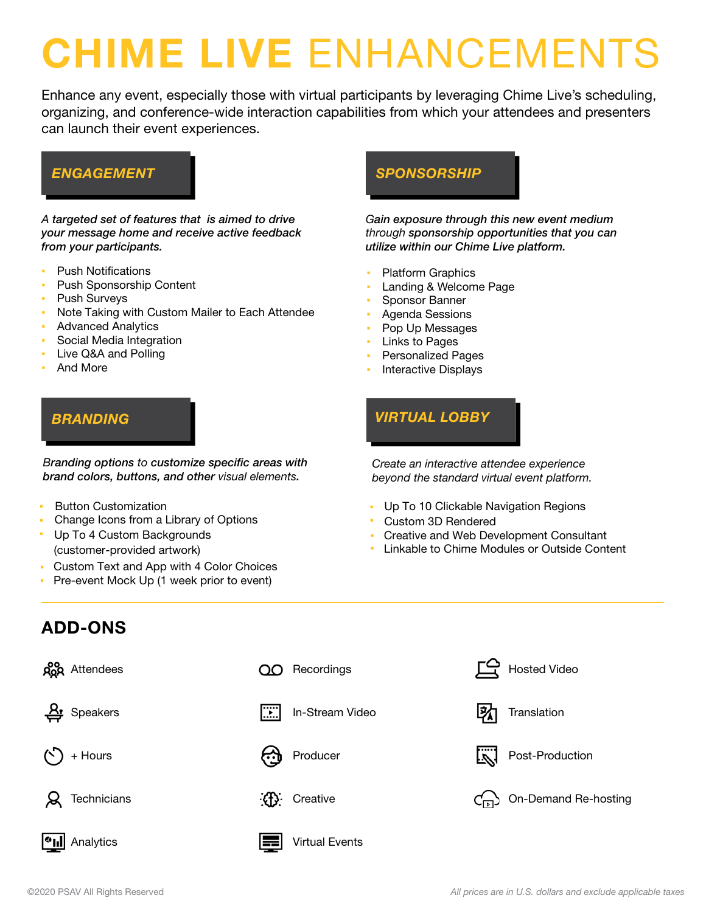# **CHIME LIVE** ENHANCEMENTS

Enhance any event, especially those with virtual participants by leveraging Chime Live's scheduling, organizing, and conference-wide interaction capabilities from which your attendees and presenters can launch their event experiences.

## ENGAGEMENT

*A **targeted set of features that is aimed to drive your message home and receive active feedback from your participants.***

- Push Notifications
- Push Sponsorship Content
- Push Surveys
- Note Taking with Custom Mailer to Each Attendee
- Advanced Analytics
- Social Media Integration
- Live Q&A and Polling
- And More

## SPONSORSHIP

***Gain exposure through this new event medium** through **sponsorship opportunities that you can utilize within our Chime Live platform.***

- Platform Graphics
- Landing & Welcome Page
- Sponsor Banner
- Agenda Sessions
- Pop Up Messages
- Links to Pages
- Personalized Pages
- Interactive Displays

## BRANDING

***Branding options** to **customize specific areas with brand colors, buttons, and other** visual elements.*

- Button Customization
- Change Icons from a Library of Options
- Up To 4 Custom Backgrounds (customer-provided artwork)
- Custom Text and App with 4 Color Choices
- Pre-event Mock Up (1 week prior to event)

## VIRTUAL LOBBY

*Create an interactive attendee experience beyond the standard virtual event platform.*

- Up To 10 Clickable Navigation Regions
- Custom 3D Rendered
- Creative and Web Development Consultant
- Linkable to Chime Modules or Outside Content

## ADD-ONS

- Attendees
- Speakers
- + Hours
- Technicians
- Analytics
- Recordings
- In-Stream Video
- Producer
- Creative
- Virtual Events
- Hosted Video
- Translation
- Post-Production
- On-Demand Re-hosting

©2020 PSAV All Rights Reserved

*All prices are in U.S. dollars and exclude applicable taxes*